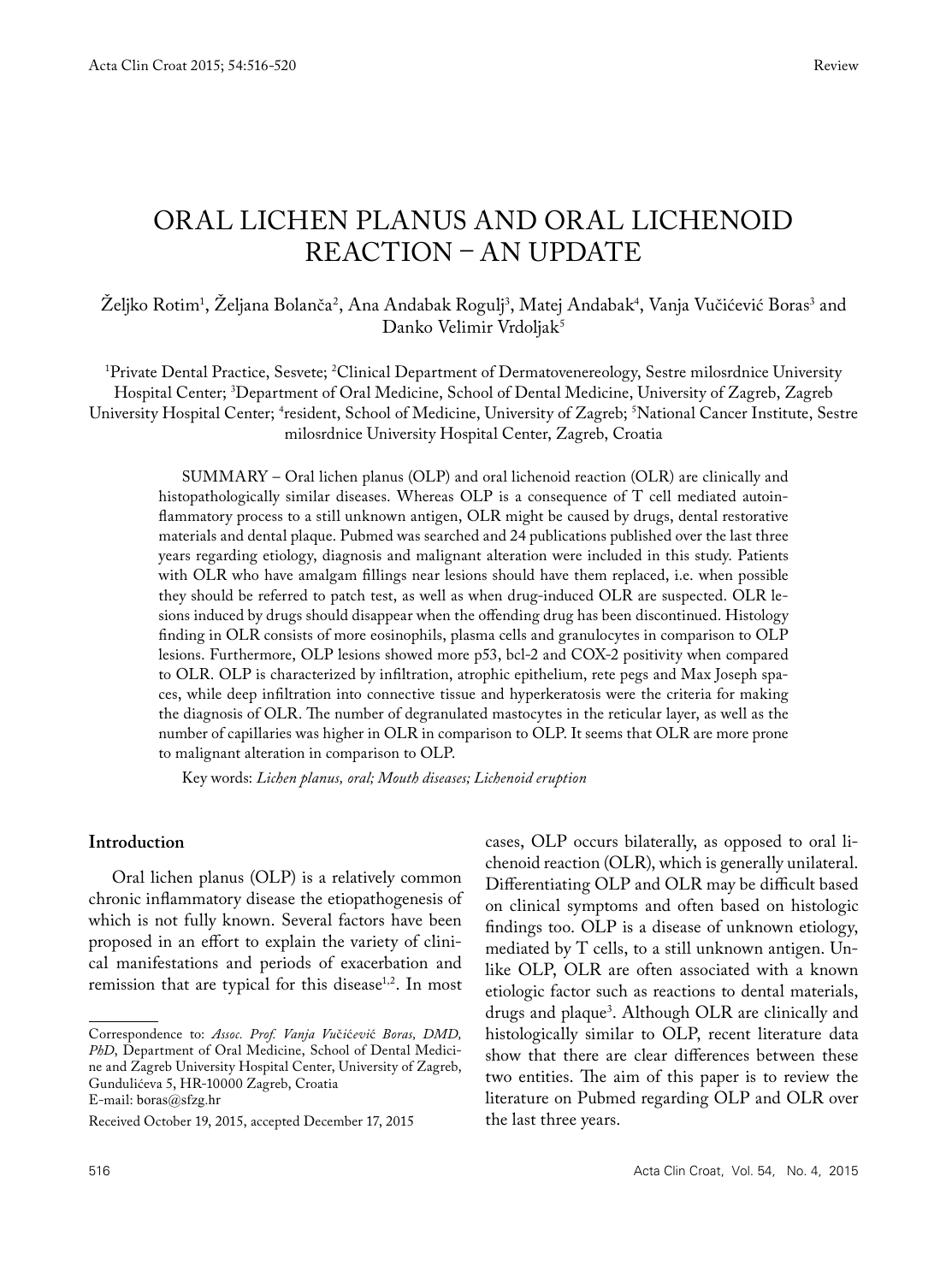# ORAL LICHEN PLANUS AND ORAL LICHENOID REACTION – AN UPDATE

Željko Rotim[1], Željana Bolanča[2], Ana Andabak Rogulj[3], Matej Andabak[4], Vanja Vučićević Boras[3] and Danko Velimir Vrdoljak[5]

[1]Private Dental Practice, Sesvete; [2]Clinical Department of Dermatovenereology, Sestre milosrdnice University Hospital Center; [3]Department of Oral Medicine, School of Dental Medicine, University of Zagreb, Zagreb University Hospital Center; [4]resident, School of Medicine, University of Zagreb; [5]National Cancer Institute, Sestre milosrdnice University Hospital Center, Zagreb, Croatia

SUMMARY – Oral lichen planus (OLP) and oral lichenoid reaction (OLR) are clinically and histopathologically similar diseases. Whereas OLP is a consequence of T cell mediated autoinflammatory process to a still unknown antigen, OLR might be caused by drugs, dental restorative materials and dental plaque. Pubmed was searched and 24 publications published over the last three years regarding etiology, diagnosis and malignant alteration were included in this study. Patients with OLR who have amalgam fillings near lesions should have them replaced, i.e. when possible they should be referred to patch test, as well as when drug-induced OLR are suspected. OLR lesions induced by drugs should disappear when the offending drug has been discontinued. Histology finding in OLR consists of more eosinophils, plasma cells and granulocytes in comparison to OLP lesions. Furthermore, OLP lesions showed more p53, bcl-2 and COX-2 positivity when compared to OLR. OLP is characterized by infiltration, atrophic epithelium, rete pegs and Max Joseph spaces, while deep infiltration into connective tissue and hyperkeratosis were the criteria for making the diagnosis of OLR. The number of degranulated mastocytes in the reticular layer, as well as the number of capillaries was higher in OLR in comparison to OLP. It seems that OLR are more prone to malignant alteration in comparison to OLP.

Key words: *Lichen planus, oral; Mouth diseases; Lichenoid eruption*

## Introduction

Oral lichen planus (OLP) is a relatively common chronic inflammatory disease the etiopathogenesis of which is not fully known. Several factors have been proposed in an effort to explain the variety of clinical manifestations and periods of exacerbation and remission that are typical for this disease[1,2]. In most cases, OLP occurs bilaterally, as opposed to oral lichenoid reaction (OLR), which is generally unilateral. Differentiating OLP and OLR may be difficult based on clinical symptoms and often based on histologic findings too. OLP is a disease of unknown etiology, mediated by T cells, to a still unknown antigen. Unlike OLP, OLR are often associated with a known etiologic factor such as reactions to dental materials, drugs and plaque[3]. Although OLR are clinically and histologically similar to OLP, recent literature data show that there are clear differences between these two entities. The aim of this paper is to review the literature on Pubmed regarding OLP and OLR over the last three years.

---

Correspondence to: *Assoc. Prof. Vanja Vučićević Boras, DMD, PhD*, Department of Oral Medicine, School of Dental Medicine and Zagreb University Hospital Center, University of Zagreb, Gundulićeva 5, HR-10000 Zagreb, Croatia
E-mail: boras@sfzg.hr

Received October 19, 2015, accepted December 17, 2015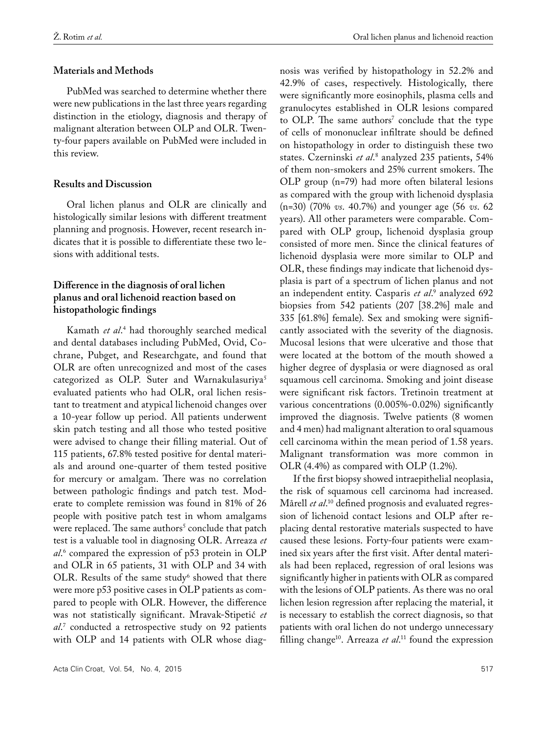## Materials and Methods

PubMed was searched to determine whether there were new publications in the last three years regarding distinction in the etiology, diagnosis and therapy of malignant alteration between OLP and OLR. Twenty-four papers available on PubMed were included in this review.

## Results and Discussion

Oral lichen planus and OLR are clinically and histologically similar lesions with different treatment planning and prognosis. However, recent research indicates that it is possible to differentiate these two lesions with additional tests.

### Difference in the diagnosis of oral lichen planus and oral lichenoid reaction based on histopathologic findings

Kamath *et al*.[4] had thoroughly searched medical and dental databases including PubMed, Ovid, Cochrane, Pubget, and Researchgate, and found that OLR are often unrecognized and most of the cases categorized as OLP. Suter and Warnakulasuriya[5] evaluated patients who had OLR, oral lichen resistant to treatment and atypical lichenoid changes over a 10-year follow up period. All patients underwent skin patch testing and all those who tested positive were advised to change their filling material. Out of 115 patients, 67.8% tested positive for dental materials and around one-quarter of them tested positive for mercury or amalgam. There was no correlation between pathologic findings and patch test. Moderate to complete remission was found in 81% of 26 people with positive patch test in whom amalgams were replaced. The same authors[5] conclude that patch test is a valuable tool in diagnosing OLR. Arreaza *et al*.[6] compared the expression of p53 protein in OLP and OLR in 65 patients, 31 with OLP and 34 with OLR. Results of the same study[6] showed that there were more p53 positive cases in OLP patients as compared to people with OLR. However, the difference was not statistically significant. Mravak-Stipetić *et al*.[7] conducted a retrospective study on 92 patients with OLP and 14 patients with OLR whose diagnosis was verified by histopathology in 52.2% and 42.9% of cases, respectively. Histologically, there were significantly more eosinophils, plasma cells and granulocytes established in OLR lesions compared to OLP. The same authors[7] conclude that the type of cells of mononuclear infiltrate should be defined on histopathology in order to distinguish these two states. Czerninski *et al*.[8] analyzed 235 patients, 54% of them non-smokers and 25% current smokers. The OLP group (n=79) had more often bilateral lesions as compared with the group with lichenoid dysplasia (n=30) (70% *vs*. 40.7%) and younger age (56 *vs*. 62 years). All other parameters were comparable. Compared with OLP group, lichenoid dysplasia group consisted of more men. Since the clinical features of lichenoid dysplasia were more similar to OLP and OLR, these findings may indicate that lichenoid dysplasia is part of a spectrum of lichen planus and not an independent entity. Casparis *et al*.[9] analyzed 692 biopsies from 542 patients (207 [38.2%] male and 335 [61.8%] female). Sex and smoking were significantly associated with the severity of the diagnosis. Mucosal lesions that were ulcerative and those that were located at the bottom of the mouth showed a higher degree of dysplasia or were diagnosed as oral squamous cell carcinoma. Smoking and joint disease were significant risk factors. Tretinoin treatment at various concentrations (0.005%-0.02%) significantly improved the diagnosis. Twelve patients (8 women and 4 men) had malignant alteration to oral squamous cell carcinoma within the mean period of 1.58 years. Malignant transformation was more common in OLR (4.4%) as compared with OLP (1.2%).

If the first biopsy showed intraepithelial neoplasia, the risk of squamous cell carcinoma had increased. Mårell *et al*.[10] defined prognosis and evaluated regression of lichenoid contact lesions and OLP after replacing dental restorative materials suspected to have caused these lesions. Forty-four patients were examined six years after the first visit. After dental materials had been replaced, regression of oral lesions was significantly higher in patients with OLR as compared with the lesions of OLP patients. As there was no oral lichen lesion regression after replacing the material, it is necessary to establish the correct diagnosis, so that patients with oral lichen do not undergo unnecessary filling change[10]. Arreaza *et al*.[11] found the expression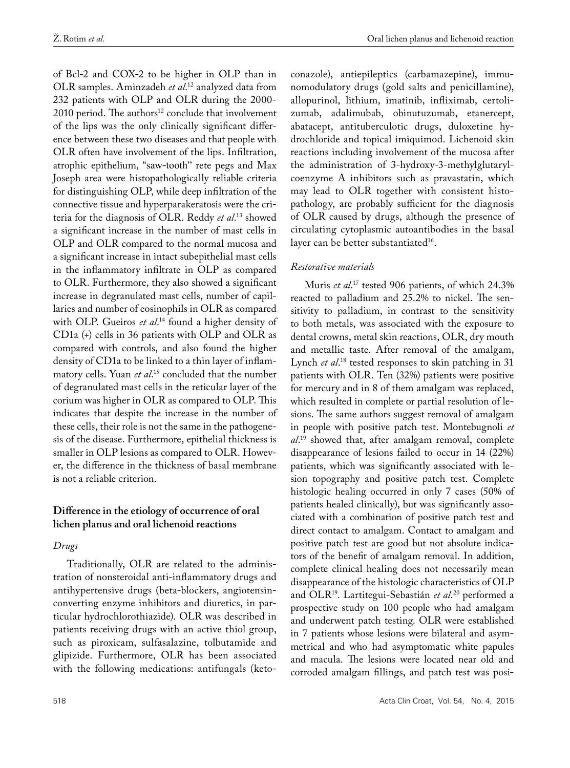of Bcl-2 and COX-2 to be higher in OLP than in OLR samples. Aminzadeh *et al*.[12] analyzed data from 232 patients with OLP and OLR during the 2000-2010 period. The authors[12] conclude that involvement of the lips was the only clinically significant difference between these two diseases and that people with OLR often have involvement of the lips. Infiltration, atrophic epithelium, "saw-tooth" rete pegs and Max Joseph area were histopathologically reliable criteria for distinguishing OLP, while deep infiltration of the connective tissue and hyperparakeratosis were the criteria for the diagnosis of OLR. Reddy *et al*.[13] showed a significant increase in the number of mast cells in OLP and OLR compared to the normal mucosa and a significant increase in intact subepithelial mast cells in the inflammatory infiltrate in OLP as compared to OLR. Furthermore, they also showed a significant increase in degranulated mast cells, number of capillaries and number of eosinophils in OLR as compared with OLP. Gueiros *et al*.[14] found a higher density of CD1a (+) cells in 36 patients with OLP and OLR as compared with controls, and also found the higher density of CD1a to be linked to a thin layer of inflammatory cells. Yuan *et al*.[15] concluded that the number of degranulated mast cells in the reticular layer of the corium was higher in OLR as compared to OLP. This indicates that despite the increase in the number of these cells, their role is not the same in the pathogenesis of the disease. Furthermore, epithelial thickness is smaller in OLP lesions as compared to OLR. However, the difference in the thickness of basal membrane is not a reliable criterion.

## Difference in the etiology of occurrence of oral lichen planus and oral lichenoid reactions

### *Drugs*

Traditionally, OLR are related to the administration of nonsteroidal anti-inflammatory drugs and antihypertensive drugs (beta-blockers, angiotensin-converting enzyme inhibitors and diuretics, in particular hydrochlorothiazide). OLR was described in patients receiving drugs with an active thiol group, such as piroxicam, sulfasalazine, tolbutamide and glipizide. Furthermore, OLR has been associated with the following medications: antifungals (ketoconazole), antiepileptics (carbamazepine), immunomodulatory drugs (gold salts and penicillamine), allopurinol, lithium, imatinib, infliximab, certolizumab, adalimubab, obinutuzumab, etanercept, abatacept, antituberculotic drugs, duloxetine hydrochloride and topical imiquimod. Lichenoid skin reactions including involvement of the mucosa after the administration of 3-hydroxy-3-methylglutaryl-coenzyme A inhibitors such as pravastatin, which may lead to OLR together with consistent histopathology, are probably sufficient for the diagnosis of OLR caused by drugs, although the presence of circulating cytoplasmic autoantibodies in the basal layer can be better substantiated[16].

### *Restorative materials*

Muris *et al*.[17] tested 906 patients, of which 24.3% reacted to palladium and 25.2% to nickel. The sensitivity to palladium, in contrast to the sensitivity to both metals, was associated with the exposure to dental crowns, metal skin reactions, OLR, dry mouth and metallic taste. After removal of the amalgam, Lynch *et al*.[18] tested responses to skin patching in 31 patients with OLR. Ten (32%) patients were positive for mercury and in 8 of them amalgam was replaced, which resulted in complete or partial resolution of lesions. The same authors suggest removal of amalgam in people with positive patch test. Montebugnoli *et al*.[19] showed that, after amalgam removal, complete disappearance of lesions failed to occur in 14 (22%) patients, which was significantly associated with lesion topography and positive patch test. Complete histologic healing occurred in only 7 cases (50% of patients healed clinically), but was significantly associated with a combination of positive patch test and direct contact to amalgam. Contact to amalgam and positive patch test are good but not absolute indicators of the benefit of amalgam removal. In addition, complete clinical healing does not necessarily mean disappearance of the histologic characteristics of OLP and OLR[19]. Lartitegui-Sebastián *et al*.[20] performed a prospective study on 100 people who had amalgam and underwent patch testing. OLR were established in 7 patients whose lesions were bilateral and asymmetrical and who had asymptomatic white papules and macula. The lesions were located near old and corroded amalgam fillings, and patch test was posi-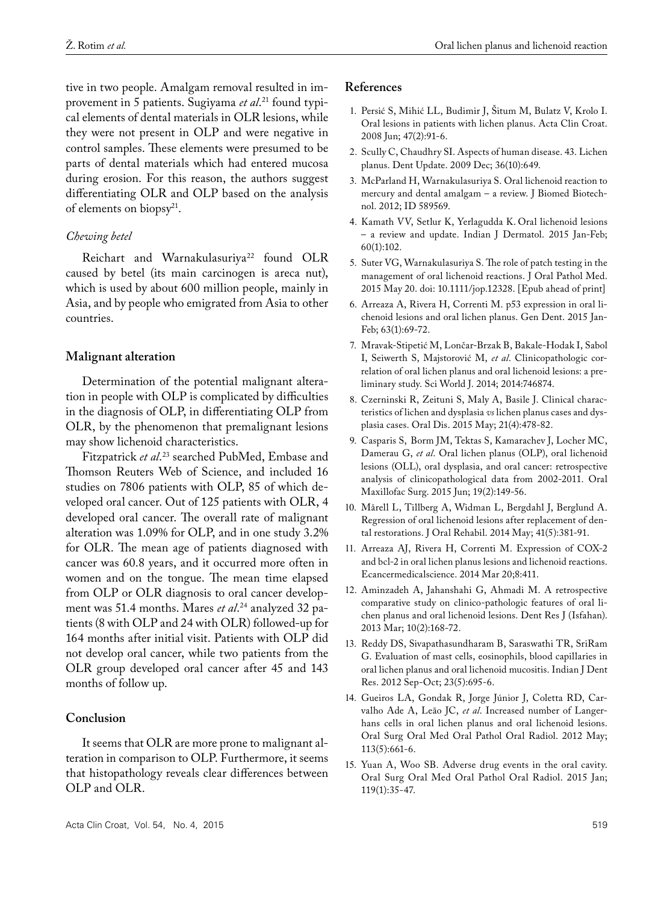tive in two people. Amalgam removal resulted in improvement in 5 patients. Sugiyama *et al.*[21] found typical elements of dental materials in OLR lesions, while they were not present in OLP and were negative in control samples. These elements were presumed to be parts of dental materials which had entered mucosa during erosion. For this reason, the authors suggest differentiating OLR and OLP based on the analysis of elements on biopsy[21].

*Chewing betel*

Reichart and Warnakulasuriya[22] found OLR caused by betel (its main carcinogen is areca nut), which is used by about 600 million people, mainly in Asia, and by people who emigrated from Asia to other countries.

## Malignant alteration

Determination of the potential malignant alteration in people with OLP is complicated by difficulties in the diagnosis of OLP, in differentiating OLP from OLR, by the phenomenon that premalignant lesions may show lichenoid characteristics.

Fitzpatrick *et al.*[23] searched PubMed, Embase and Thomson Reuters Web of Science, and included 16 studies on 7806 patients with OLP, 85 of which developed oral cancer. Out of 125 patients with OLR, 4 developed oral cancer. The overall rate of malignant alteration was 1.09% for OLP, and in one study 3.2% for OLR. The mean age of patients diagnosed with cancer was 60.8 years, and it occurred more often in women and on the tongue. The mean time elapsed from OLP or OLR diagnosis to oral cancer development was 51.4 months. Mares *et al.*[24] analyzed 32 patients (8 with OLP and 24 with OLR) followed-up for 164 months after initial visit. Patients with OLP did not develop oral cancer, while two patients from the OLR group developed oral cancer after 45 and 143 months of follow up.

## Conclusion

It seems that OLR are more prone to malignant alteration in comparison to OLP. Furthermore, it seems that histopathology reveals clear differences between OLP and OLR.

## References

1. Persić S, Mihić LL, Budimir J, Šitum M, Bulatz V, Krolo I. Oral lesions in patients with lichen planus. Acta Clin Croat. 2008 Jun; 47(2):91-6.
2. Scully C, Chaudhry SI. Aspects of human disease. 43. Lichen planus. Dent Update. 2009 Dec; 36(10):649.
3. McParland H, Warnakulasuriya S. Oral lichenoid reaction to mercury and dental amalgam – a review. J Biomed Biotechnol. 2012; ID 589569.
4. Kamath VV, Setlur K, Yerlagudda K. Oral lichenoid lesions – a review and update. Indian J Dermatol. 2015 Jan-Feb; 60(1):102.
5. Suter VG, Warnakulasuriya S. The role of patch testing in the management of oral lichenoid reactions. J Oral Pathol Med. 2015 May 20. doi: 10.1111/jop.12328. [Epub ahead of print]
6. Arreaza A, Rivera H, Correnti M. p53 expression in oral lichenoid lesions and oral lichen planus. Gen Dent. 2015 Jan-Feb; 63(1):69-72.
7. Mravak-Stipetić M, Lončar-Brzak B, Bakale-Hodak I, Sabol I, Seiwerth S, Majstorović M, *et al.* Clinicopathologic correlation of oral lichen planus and oral lichenoid lesions: a preliminary study. Sci World J. 2014; 2014:746874.
8. Czerninski R, Zeituni S, Maly A, Basile J. Clinical characteristics of lichen and dysplasia *vs* lichen planus cases and dysplasia cases. Oral Dis. 2015 May; 21(4):478-82.
9. Casparis S, Borm JM, Tektas S, Kamarachev J, Locher MC, Damerau G, *et al.* Oral lichen planus (OLP), oral lichenoid lesions (OLL), oral dysplasia, and oral cancer: retrospective analysis of clinicopathological data from 2002-2011. Oral Maxillofac Surg. 2015 Jun; 19(2):149-56.
10. Mårell L, Tillberg A, Widman L, Bergdahl J, Berglund A. Regression of oral lichenoid lesions after replacement of dental restorations. J Oral Rehabil. 2014 May; 41(5):381-91.
11. Arreaza AJ, Rivera H, Correnti M. Expression of COX-2 and bcl-2 in oral lichen planus lesions and lichenoid reactions. Ecancermedicalscience. 2014 Mar 20;8:411.
12. Aminzadeh A, Jahanshahi G, Ahmadi M. A retrospective comparative study on clinico-pathologic features of oral lichen planus and oral lichenoid lesions. Dent Res J (Isfahan). 2013 Mar; 10(2):168-72.
13. Reddy DS, Sivapathasundharam B, Saraswathi TR, SriRam G. Evaluation of mast cells, eosinophils, blood capillaries in oral lichen planus and oral lichenoid mucositis. Indian J Dent Res. 2012 Sep-Oct; 23(5):695-6.
14. Gueiros LA, Gondak R, Jorge Júnior J, Coletta RD, Carvalho Ade A, Leão JC, *et al.* Increased number of Langerhans cells in oral lichen planus and oral lichenoid lesions. Oral Surg Oral Med Oral Pathol Oral Radiol. 2012 May; 113(5):661-6.
15. Yuan A, Woo SB. Adverse drug events in the oral cavity. Oral Surg Oral Med Oral Pathol Oral Radiol. 2015 Jan; 119(1):35-47.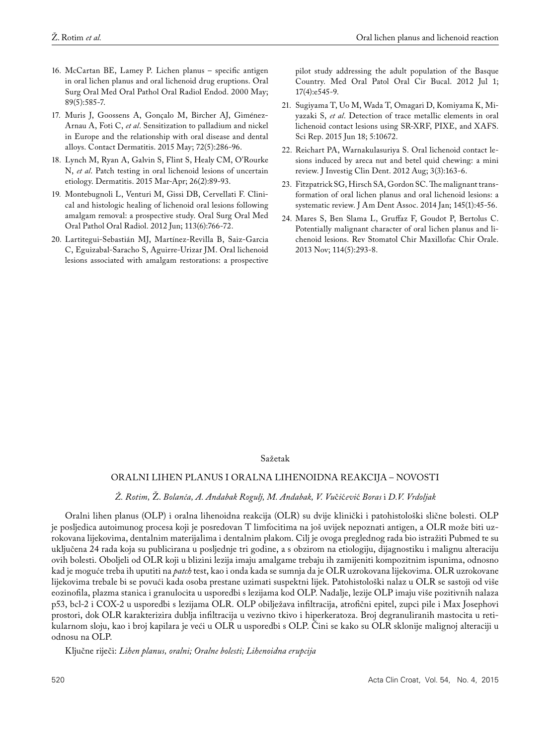16. McCartan BE, Lamey P. Lichen planus – specific antigen in oral lichen planus and oral lichenoid drug eruptions. Oral Surg Oral Med Oral Pathol Oral Radiol Endod. 2000 May; 89(5):585-7.
17. Muris J, Goossens A, Gonçalo M, Bircher AJ, Giménez-Arnau A, Foti C, *et al*. Sensitization to palladium and nickel in Europe and the relationship with oral disease and dental alloys. Contact Dermatitis. 2015 May; 72(5):286-96.
18. Lynch M, Ryan A, Galvin S, Flint S, Healy CM, O'Rourke N, *et al*. Patch testing in oral lichenoid lesions of uncertain etiology. Dermatitis. 2015 Mar-Apr; 26(2):89-93.
19. Montebugnoli L, Venturi M, Gissi DB, Cervellati F. Clinical and histologic healing of lichenoid oral lesions following amalgam removal: a prospective study. Oral Surg Oral Med Oral Pathol Oral Radiol. 2012 Jun; 113(6):766-72.
20. Lartitegui-Sebastián MJ, Martínez-Revilla B, Saiz-Garcia C, Eguizabal-Saracho S, Aguirre-Urizar JM. Oral lichenoid lesions associated with amalgam restorations: a prospective pilot study addressing the adult population of the Basque Country. Med Oral Patol Oral Cir Bucal. 2012 Jul 1; 17(4):e545-9.
21. Sugiyama T, Uo M, Wada T, Omagari D, Komiyama K, Miyazaki S, *et al*. Detection of trace metallic elements in oral lichenoid contact lesions using SR-XRF, PIXE, and XAFS. Sci Rep. 2015 Jun 18; 5:10672.
22. Reichart PA, Warnakulasuriya S. Oral lichenoid contact lesions induced by areca nut and betel quid chewing: a mini review. J Investig Clin Dent. 2012 Aug; 3(3):163-6.
23. Fitzpatrick SG, Hirsch SA, Gordon SC. The malignant transformation of oral lichen planus and oral lichenoid lesions: a systematic review. J Am Dent Assoc. 2014 Jan; 145(1):45-56.
24. Mares S, Ben Slama L, Gruffaz F, Goudot P, Bertolus C. Potentially malignant character of oral lichen planus and lichenoid lesions. Rev Stomatol Chir Maxillofac Chir Orale. 2013 Nov; 114(5):293-8.

## Sažetak

### ORALNI LIHEN PLANUS I ORALNA LIHENOIDNA REAKCIJA – NOVOSTI

*Ž. Rotim, Ž. Bolanča, A. Andabak Rogulj, M. Andabak, V. Vučićević Boras* i *D.V. Vrdoljak*

Oralni lihen planus (OLP) i oralna lihenoidna reakcija (OLR) su dvije klinički i patohistološki slične bolesti. OLP je posljedica autoimunog procesa koji je posredovan T limfocitima na još uvijek nepoznati antigen, a OLR može biti uzrokovana lijekovima, dentalnim materijalima i dentalnim plakom. Cilj je ovoga preglednog rada bio istražiti Pubmed te su uključena 24 rada koja su publicirana u posljednje tri godine, a s obzirom na etiologiju, dijagnostiku i malignu alteraciju ovih bolesti. Oboljeli od OLR koji u blizini lezija imaju amalgame trebaju ih zamijeniti kompozitnim ispunima, odnosno kad je moguće treba ih uputiti na *patch* test, kao i onda kada se sumnja da je OLR uzrokovana lijekovima. OLR uzrokovane lijekovima trebale bi se povući kada osoba prestane uzimati suspektni lijek. Patohistološki nalaz u OLR se sastoji od više eozinofila, plazma stanica i granulocita u usporedbi s lezijama kod OLP. Nadalje, lezije OLP imaju više pozitivnih nalaza p53, bcl-2 i COX-2 u usporedbi s lezijama OLR. OLP obilježava infiltracija, atrofični epitel, zupci pile i Max Josephovi prostori, dok OLR karakterizira dublja infiltracija u vezivno tkivo i hiperkeratoza. Broj degranuliranih mastocita u retikularnom sloju, kao i broj kapilara je veći u OLR u usporedbi s OLP. Čini se kako su OLR sklonije malignoj alteraciji u odnosu na OLP.

Ključne riječi: *Lihen planus, oralni; Oralne bolesti; Lihenoidna erupcija*